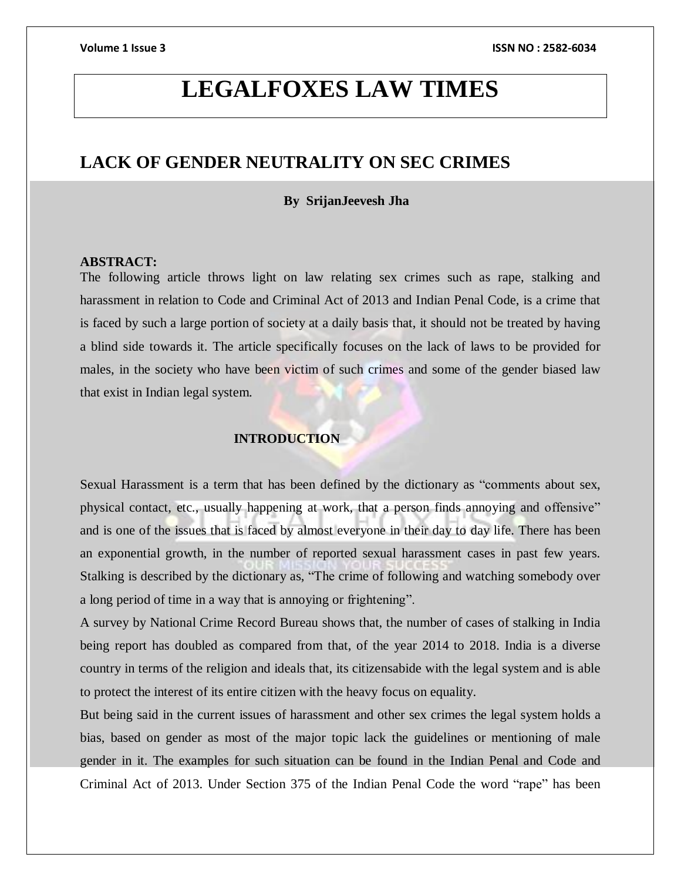# LEGALFOXES LAW TIMES

## LACK OF GENDER NEUTRALITY ON SEC CRIMES

**By SrijanJeevesh Jha**

**ABSTRACT:**

The following article throws light on law relating sex crimes such as rape, stalking and harassment in relation to Code and Criminal Act of 2013 and Indian Penal Code, is a crime that is faced by such a large portion of society at a daily basis that, it should not be treated by having a blind side towards it. The article specifically focuses on the lack of laws to be provided for males, in the society who have been victim of such crimes and some of the gender biased law that exist in Indian legal system.

**INTRODUCTION**

Sexual Harassment is a term that has been defined by the dictionary as "comments about sex, physical contact, etc., usually happening at work, that a person finds annoying and offensive" and is one of the issues that is faced by almost everyone in their day to day life. There has been an exponential growth, in the number of reported sexual harassment cases in past few years. Stalking is described by the dictionary as, "The crime of following and watching somebody over a long period of time in a way that is annoying or frightening".

A survey by National Crime Record Bureau shows that, the number of cases of stalking in India being report has doubled as compared from that, of the year 2014 to 2018. India is a diverse country in terms of the religion and ideals that, its citizensabide with the legal system and is able to protect the interest of its entire citizen with the heavy focus on equality.

But being said in the current issues of harassment and other sex crimes the legal system holds a bias, based on gender as most of the major topic lack the guidelines or mentioning of male gender in it. The examples for such situation can be found in the Indian Penal and Code and Criminal Act of 2013. Under Section 375 of the Indian Penal Code the word "rape" has been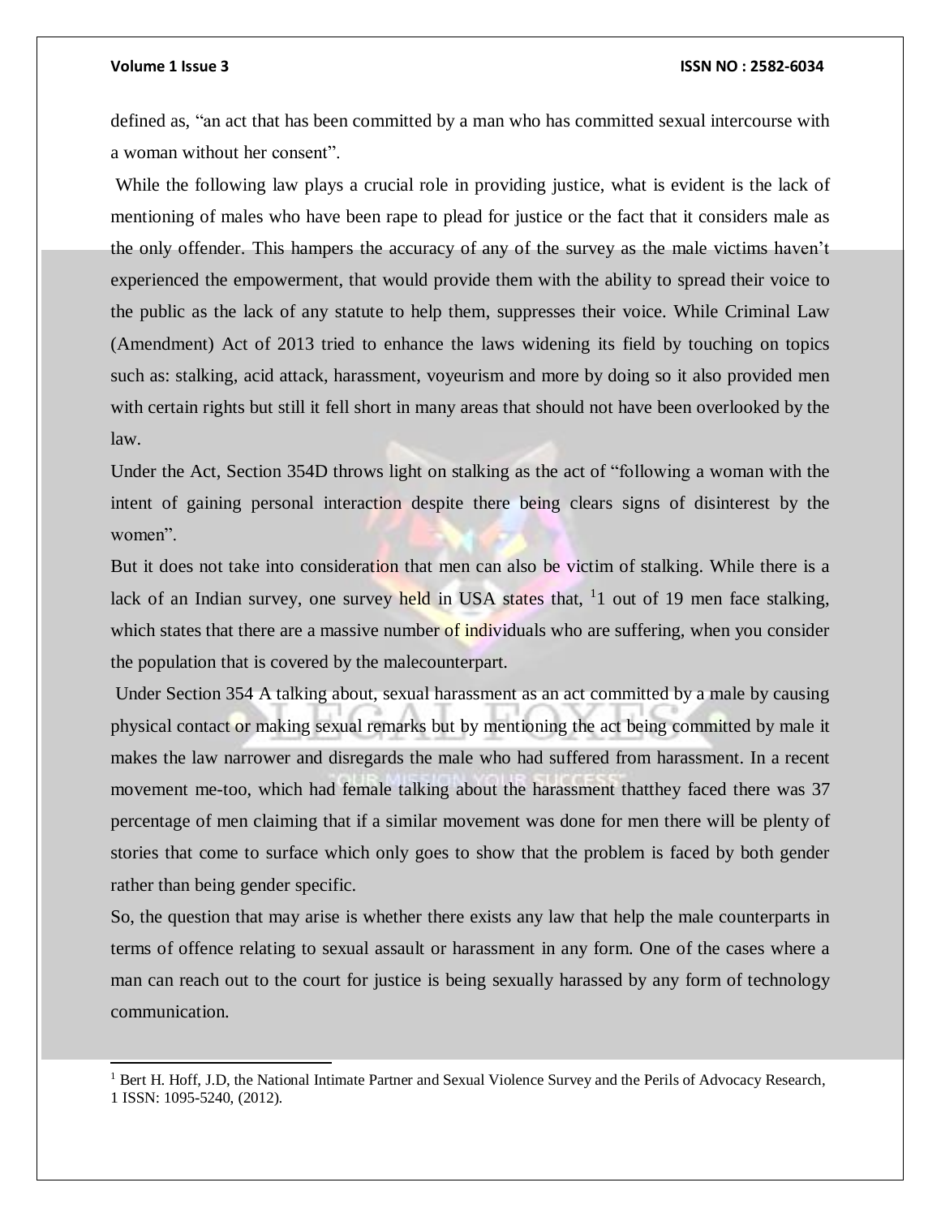defined as, "an act that has been committed by a man who has committed sexual intercourse with a woman without her consent".

While the following law plays a crucial role in providing justice, what is evident is the lack of mentioning of males who have been rape to plead for justice or the fact that it considers male as the only offender. This hampers the accuracy of any of the survey as the male victims haven't experienced the empowerment, that would provide them with the ability to spread their voice to the public as the lack of any statute to help them, suppresses their voice. While Criminal Law (Amendment) Act of 2013 tried to enhance the laws widening its field by touching on topics such as: stalking, acid attack, harassment, voyeurism and more by doing so it also provided men with certain rights but still it fell short in many areas that should not have been overlooked by the law.

Under the Act, Section 354D throws light on stalking as the act of "following a woman with the intent of gaining personal interaction despite there being clears signs of disinterest by the women".

But it does not take into consideration that men can also be victim of stalking. While there is a lack of an Indian survey, one survey held in USA states that, [1]1 out of 19 men face stalking, which states that there are a massive number of individuals who are suffering, when you consider the population that is covered by the malecounterpart.

Under Section 354 A talking about, sexual harassment as an act committed by a male by causing physical contact or making sexual remarks but by mentioning the act being committed by male it makes the law narrower and disregards the male who had suffered from harassment. In a recent movement me-too, which had female talking about the harassment thatthey faced there was 37 percentage of men claiming that if a similar movement was done for men there will be plenty of stories that come to surface which only goes to show that the problem is faced by both gender rather than being gender specific.

So, the question that may arise is whether there exists any law that help the male counterparts in terms of offence relating to sexual assault or harassment in any form. One of the cases where a man can reach out to the court for justice is being sexually harassed by any form of technology communication.

---

[1] Bert H. Hoff, J.D, the National Intimate Partner and Sexual Violence Survey and the Perils of Advocacy Research, 1 ISSN: 1095-5240, (2012).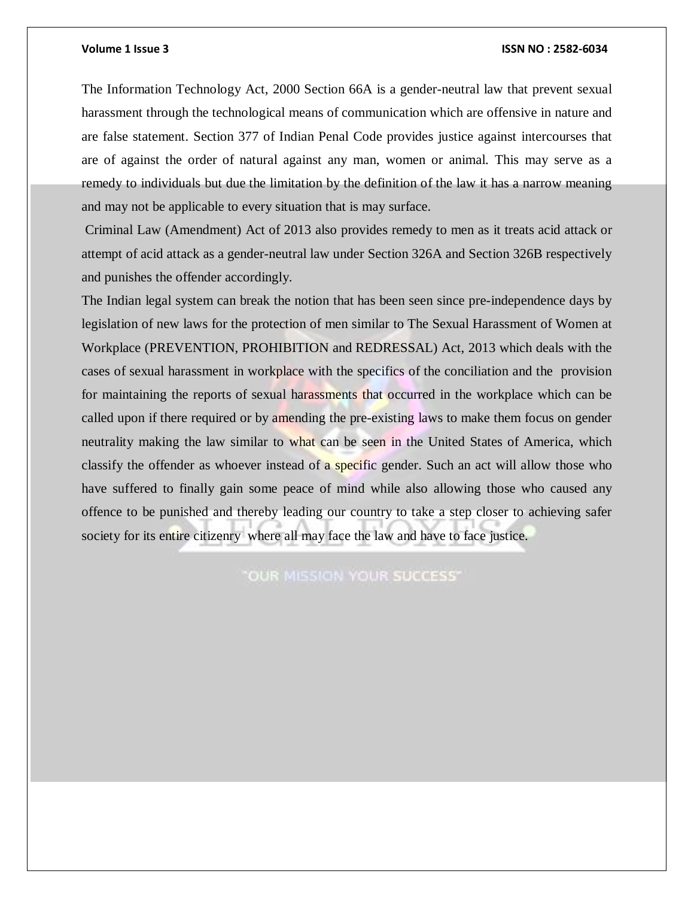The Information Technology Act, 2000 Section 66A is a gender-neutral law that prevent sexual harassment through the technological means of communication which are offensive in nature and are false statement. Section 377 of Indian Penal Code provides justice against intercourses that are of against the order of natural against any man, women or animal. This may serve as a remedy to individuals but due the limitation by the definition of the law it has a narrow meaning and may not be applicable to every situation that is may surface.

Criminal Law (Amendment) Act of 2013 also provides remedy to men as it treats acid attack or attempt of acid attack as a gender-neutral law under Section 326A and Section 326B respectively and punishes the offender accordingly.

The Indian legal system can break the notion that has been seen since pre-independence days by legislation of new laws for the protection of men similar to The Sexual Harassment of Women at Workplace (PREVENTION, PROHIBITION and REDRESSAL) Act, 2013 which deals with the cases of sexual harassment in workplace with the specifics of the conciliation and the provision for maintaining the reports of sexual harassments that occurred in the workplace which can be called upon if there required or by amending the pre-existing laws to make them focus on gender neutrality making the law similar to what can be seen in the United States of America, which classify the offender as whoever instead of a specific gender. Such an act will allow those who have suffered to finally gain some peace of mind while also allowing those who caused any offence to be punished and thereby leading our country to take a step closer to achieving safer society for its entire citizenry where all may face the law and have to face justice.